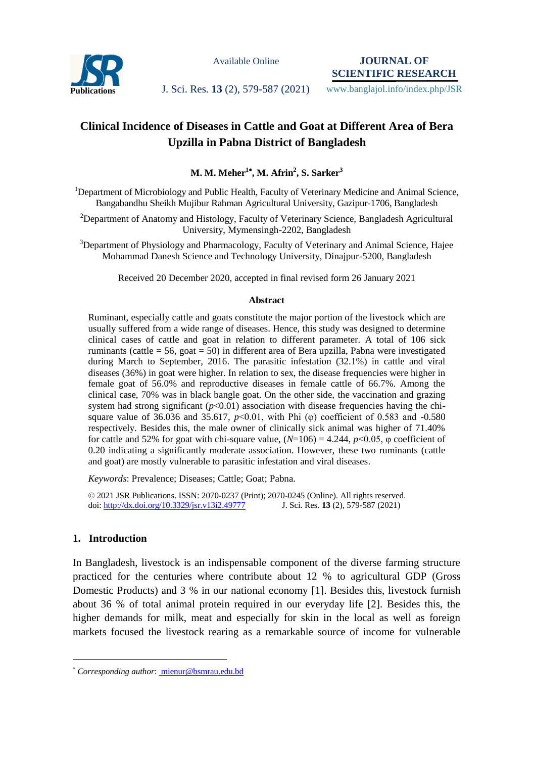# Clinical Incidence of Diseases in Cattle and Goat at Different Area of Bera Upzilla in Pabna District of Bangladesh

**M. M. Meher[1*], M. Afrin[2], S. Sarker[3]**

[1]Department of Microbiology and Public Health, Faculty of Veterinary Medicine and Animal Science, Bangabandhu Sheikh Mujibur Rahman Agricultural University, Gazipur-1706, Bangladesh

[2]Department of Anatomy and Histology, Faculty of Veterinary Science, Bangladesh Agricultural University, Mymensingh-2202, Bangladesh

[3]Department of Physiology and Pharmacology, Faculty of Veterinary and Animal Science, Hajee Mohammad Danesh Science and Technology University, Dinajpur-5200, Bangladesh

Received 20 December 2020, accepted in final revised form 26 January 2021

## Abstract

Ruminant, especially cattle and goats constitute the major portion of the livestock which are usually suffered from a wide range of diseases. Hence, this study was designed to determine clinical cases of cattle and goat in relation to different parameter. A total of 106 sick ruminants (cattle = 56, goat = 50) in different area of Bera upzilla, Pabna were investigated during March to September, 2016. The parasitic infestation (32.1%) in cattle and viral diseases (36%) in goat were higher. In relation to sex, the disease frequencies were higher in female goat of 56.0% and reproductive diseases in female cattle of 66.7%. Among the clinical case, 70% was in black bangle goat. On the other side, the vaccination and grazing system had strong significant ($p<0.01$) association with disease frequencies having the chi-square value of 36.036 and 35.617, $p<0.01$, with Phi ($\varphi$) coefficient of 0.583 and -0.580 respectively. Besides this, the male owner of clinically sick animal was higher of 71.40% for cattle and 52% for goat with chi-square value, ($N$=106) = 4.244, $p<0.05$, $\varphi$ coefficient of 0.20 indicating a significantly moderate association. However, these two ruminants (cattle and goat) are mostly vulnerable to parasitic infestation and viral diseases.

*Keywords*: Prevalence; Diseases; Cattle; Goat; Pabna.

© 2021 JSR Publications. ISSN: 2070-0237 (Print); 2070-0245 (Online). All rights reserved.
doi: http://dx.doi.org/10.3329/jsr.v13i2.49777

## 1. Introduction

In Bangladesh, livestock is an indispensable component of the diverse farming structure practiced for the centuries where contribute about 12 % to agricultural GDP (Gross Domestic Products) and 3 % in our national economy [1]. Besides this, livestock furnish about 36 % of total animal protein required in our everyday life [2]. Besides this, the higher demands for milk, meat and especially for skin in the local as well as foreign markets focused the livestock rearing as a remarkable source of income for vulnerable

---

[*] *Corresponding author*: mienur@bsmrau.edu.bd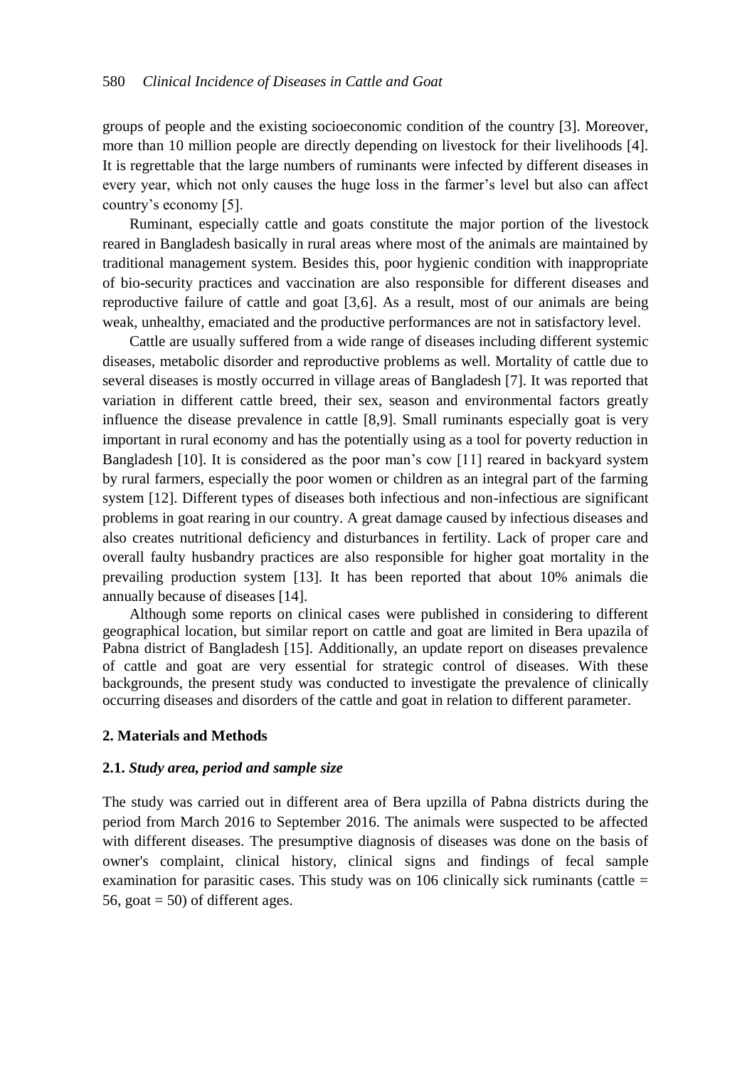groups of people and the existing socioeconomic condition of the country [3]. Moreover, more than 10 million people are directly depending on livestock for their livelihoods [4]. It is regrettable that the large numbers of ruminants were infected by different diseases in every year, which not only causes the huge loss in the farmer's level but also can affect country's economy [5].

Ruminant, especially cattle and goats constitute the major portion of the livestock reared in Bangladesh basically in rural areas where most of the animals are maintained by traditional management system. Besides this, poor hygienic condition with inappropriate of bio-security practices and vaccination are also responsible for different diseases and reproductive failure of cattle and goat [3,6]. As a result, most of our animals are being weak, unhealthy, emaciated and the productive performances are not in satisfactory level.

Cattle are usually suffered from a wide range of diseases including different systemic diseases, metabolic disorder and reproductive problems as well. Mortality of cattle due to several diseases is mostly occurred in village areas of Bangladesh [7]. It was reported that variation in different cattle breed, their sex, season and environmental factors greatly influence the disease prevalence in cattle [8,9]. Small ruminants especially goat is very important in rural economy and has the potentially using as a tool for poverty reduction in Bangladesh [10]. It is considered as the poor man's cow [11] reared in backyard system by rural farmers, especially the poor women or children as an integral part of the farming system [12]. Different types of diseases both infectious and non-infectious are significant problems in goat rearing in our country. A great damage caused by infectious diseases and also creates nutritional deficiency and disturbances in fertility. Lack of proper care and overall faulty husbandry practices are also responsible for higher goat mortality in the prevailing production system [13]. It has been reported that about 10% animals die annually because of diseases [14].

Although some reports on clinical cases were published in considering to different geographical location, but similar report on cattle and goat are limited in Bera upazila of Pabna district of Bangladesh [15]. Additionally, an update report on diseases prevalence of cattle and goat are very essential for strategic control of diseases. With these backgrounds, the present study was conducted to investigate the prevalence of clinically occurring diseases and disorders of the cattle and goat in relation to different parameter.

## 2. Materials and Methods

### 2.1. *Study area, period and sample size*

The study was carried out in different area of Bera upzilla of Pabna districts during the period from March 2016 to September 2016. The animals were suspected to be affected with different diseases. The presumptive diagnosis of diseases was done on the basis of owner's complaint, clinical history, clinical signs and findings of fecal sample examination for parasitic cases. This study was on 106 clinically sick ruminants (cattle = 56, goat = 50) of different ages.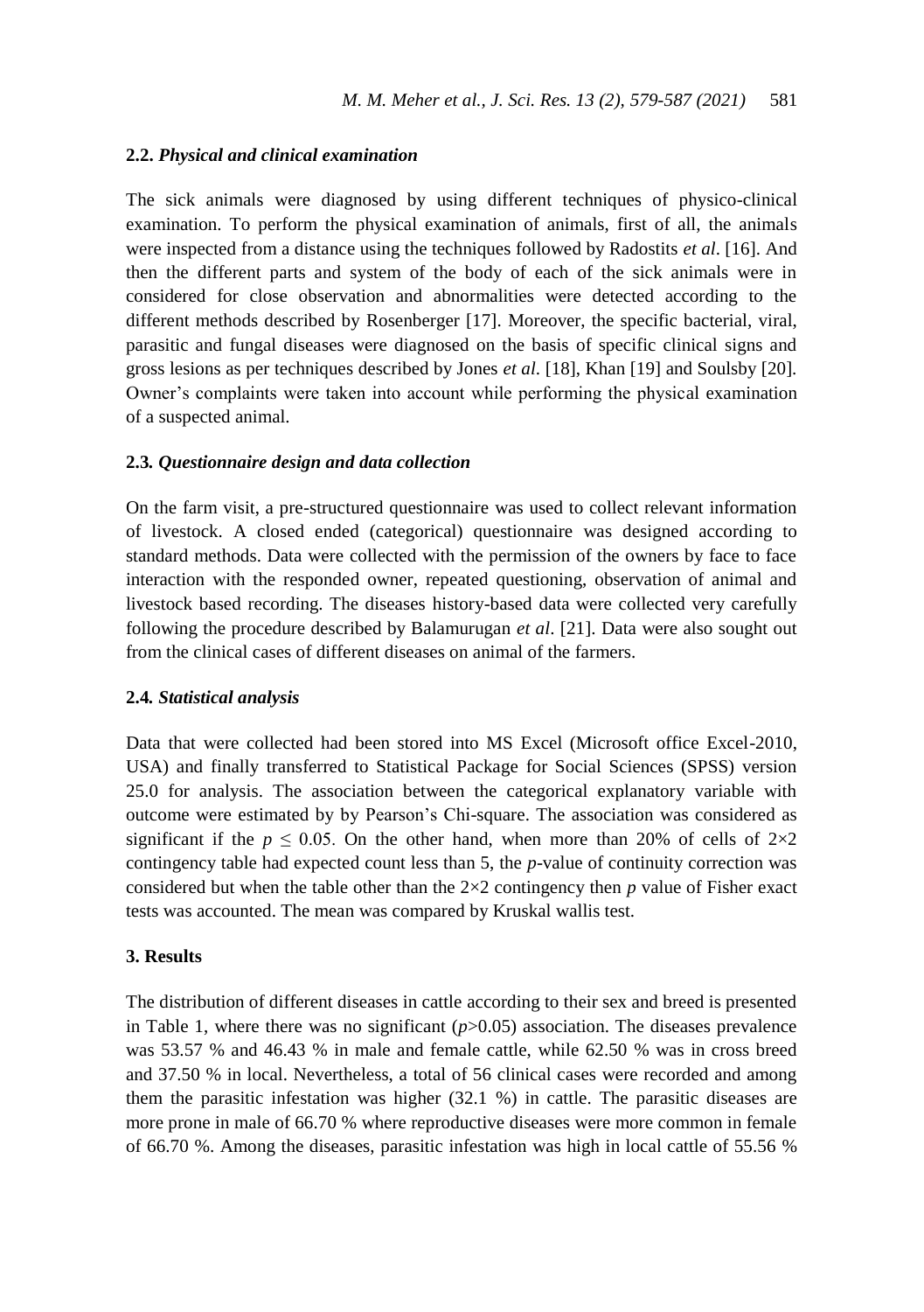### 2.2. *Physical and clinical examination*

The sick animals were diagnosed by using different techniques of physico-clinical examination. To perform the physical examination of animals, first of all, the animals were inspected from a distance using the techniques followed by Radostits *et al*. [16]. And then the different parts and system of the body of each of the sick animals were in considered for close observation and abnormalities were detected according to the different methods described by Rosenberger [17]. Moreover, the specific bacterial, viral, parasitic and fungal diseases were diagnosed on the basis of specific clinical signs and gross lesions as per techniques described by Jones *et al*. [18], Khan [19] and Soulsby [20]. Owner's complaints were taken into account while performing the physical examination of a suspected animal.

### 2.3. *Questionnaire design and data collection*

On the farm visit, a pre-structured questionnaire was used to collect relevant information of livestock. A closed ended (categorical) questionnaire was designed according to standard methods. Data were collected with the permission of the owners by face to face interaction with the responded owner, repeated questioning, observation of animal and livestock based recording. The diseases history-based data were collected very carefully following the procedure described by Balamurugan *et al*. [21]. Data were also sought out from the clinical cases of different diseases on animal of the farmers.

### 2.4. *Statistical analysis*

Data that were collected had been stored into MS Excel (Microsoft office Excel-2010, USA) and finally transferred to Statistical Package for Social Sciences (SPSS) version 25.0 for analysis. The association between the categorical explanatory variable with outcome were estimated by by Pearson's Chi-square. The association was considered as significant if the $p \leq 0.05$. On the other hand, when more than 20% of cells of $2\times2$ contingency table had expected count less than 5, the *p*-value of continuity correction was considered but when the table other than the $2\times2$ contingency then *p* value of Fisher exact tests was accounted. The mean was compared by Kruskal wallis test.

## 3. Results

The distribution of different diseases in cattle according to their sex and breed is presented in Table 1, where there was no significant ($p>0.05$) association. The diseases prevalence was 53.57 % and 46.43 % in male and female cattle, while 62.50 % was in cross breed and 37.50 % in local. Nevertheless, a total of 56 clinical cases were recorded and among them the parasitic infestation was higher (32.1 %) in cattle. The parasitic diseases are more prone in male of 66.70 % where reproductive diseases were more common in female of 66.70 %. Among the diseases, parasitic infestation was high in local cattle of 55.56 %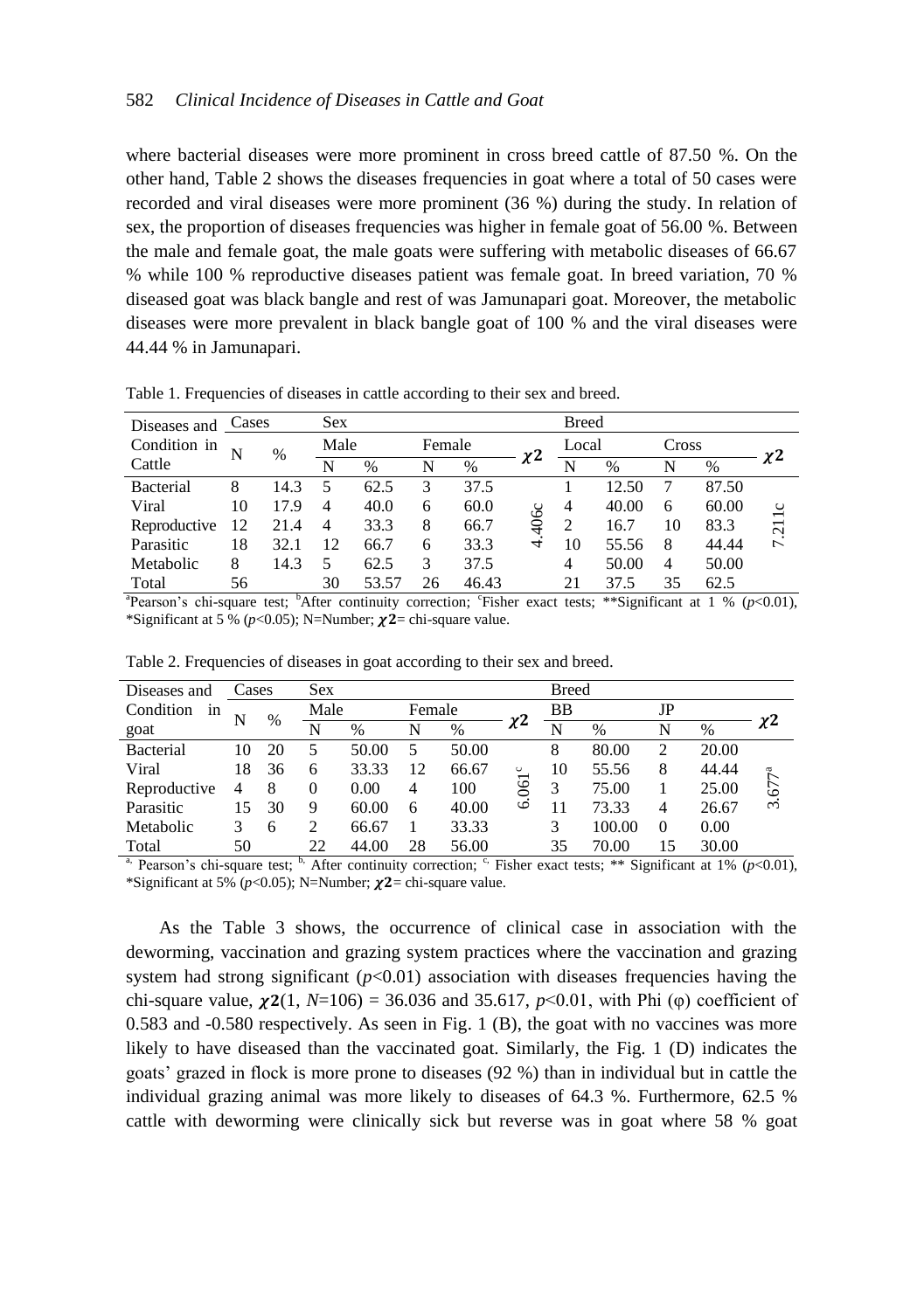where bacterial diseases were more prominent in cross breed cattle of 87.50 %. On the other hand, Table 2 shows the diseases frequencies in goat where a total of 50 cases were recorded and viral diseases were more prominent (36 %) during the study. In relation of sex, the proportion of diseases frequencies was higher in female goat of 56.00 %. Between the male and female goat, the male goats were suffering with metabolic diseases of 66.67 % while 100 % reproductive diseases patient was female goat. In breed variation, 70 % diseased goat was black bangle and rest of was Jamunapari goat. Moreover, the metabolic diseases were more prevalent in black bangle goat of 100 % and the viral diseases were 44.44 % in Jamunapari.

Table 1. Frequencies of diseases in cattle according to their sex and breed.

| Diseases and Condition in Cattle | Cases | | Sex | | | | | Breed | | | | |
|---|---|---|---|---|---|---|---|---|---|---|---|---|
| | N | % | Male | | Female | | $\chi2$ | Local | | Cross | | $\chi2$ |
| | | | N | % | N | % | | N | % | N | % | |
| Bacterial | 8 | 14.3 | 5 | 62.5 | 3 | 37.5 | 4.406c | 1 | 12.50 | 7 | 87.50 | 7.211c |
| Viral | 10 | 17.9 | 4 | 40.0 | 6 | 60.0 | | 4 | 40.00 | 6 | 60.00 | |
| Reproductive | 12 | 21.4 | 4 | 33.3 | 8 | 66.7 | | 2 | 16.7 | 10 | 83.3 | |
| Parasitic | 18 | 32.1 | 12 | 66.7 | 6 | 33.3 | | 10 | 55.56 | 8 | 44.44 | |
| Metabolic | 8 | 14.3 | 5 | 62.5 | 3 | 37.5 | | 4 | 50.00 | 4 | 50.00 | |
| Total | 56 | | 30 | 53.57 | 26 | 46.43 | | 21 | 37.5 | 35 | 62.5 | |

[a]Pearson's chi-square test; [b]After continuity correction; [c]Fisher exact tests; **Significant at 1 % ($p$<0.01), *Significant at 5 % ($p$<0.05); N=Number; $\chi2$= chi-square value.

Table 2. Frequencies of diseases in goat according to their sex and breed.

| Diseases and Condition in goat | Cases | | Sex | | | | | Breed | | | | |
|---|---|---|---|---|---|---|---|---|---|---|---|---|
| | N | % | Male | | Female | | $\chi2$ | BB | | JP | | $\chi2$ |
| | | | N | % | N | % | | N | % | N | % | |
| Bacterial | 10 | 20 | 5 | 50.00 | 5 | 50.00 | 6.061[c] | 8 | 80.00 | 2 | 20.00 | 3.677[a] |
| Viral | 18 | 36 | 6 | 33.33 | 12 | 66.67 | | 10 | 55.56 | 8 | 44.44 | |
| Reproductive | 4 | 8 | 0 | 0.00 | 4 | 100 | | 3 | 75.00 | 1 | 25.00 | |
| Parasitic | 15 | 30 | 9 | 60.00 | 6 | 40.00 | | 11 | 73.33 | 4 | 26.67 | |
| Metabolic | 3 | 6 | 2 | 66.67 | 1 | 33.33 | | 3 | 100.00 | 0 | 0.00 | |
| Total | 50 | | 22 | 44.00 | 28 | 56.00 | | 35 | 70.00 | 15 | 30.00 | |

[a,] Pearson's chi-square test; [b,] After continuity correction; [c,] Fisher exact tests; ** Significant at 1% ($p$<0.01), *Significant at 5% ($p$<0.05); N=Number; $\chi2$= chi-square value.

As the Table 3 shows, the occurrence of clinical case in association with the deworming, vaccination and grazing system practices where the vaccination and grazing system had strong significant ($p$<0.01) association with diseases frequencies having the chi-square value, $\chi2(1, N=106) = 36.036$ and 35.617, $p$<0.01, with Phi (φ) coefficient of 0.583 and -0.580 respectively. As seen in Fig. 1 (B), the goat with no vaccines was more likely to have diseased than the vaccinated goat. Similarly, the Fig. 1 (D) indicates the goats' grazed in flock is more prone to diseases (92 %) than in individual but in cattle the individual grazing animal was more likely to diseases of 64.3 %. Furthermore, 62.5 % cattle with deworming were clinically sick but reverse was in goat where 58 % goat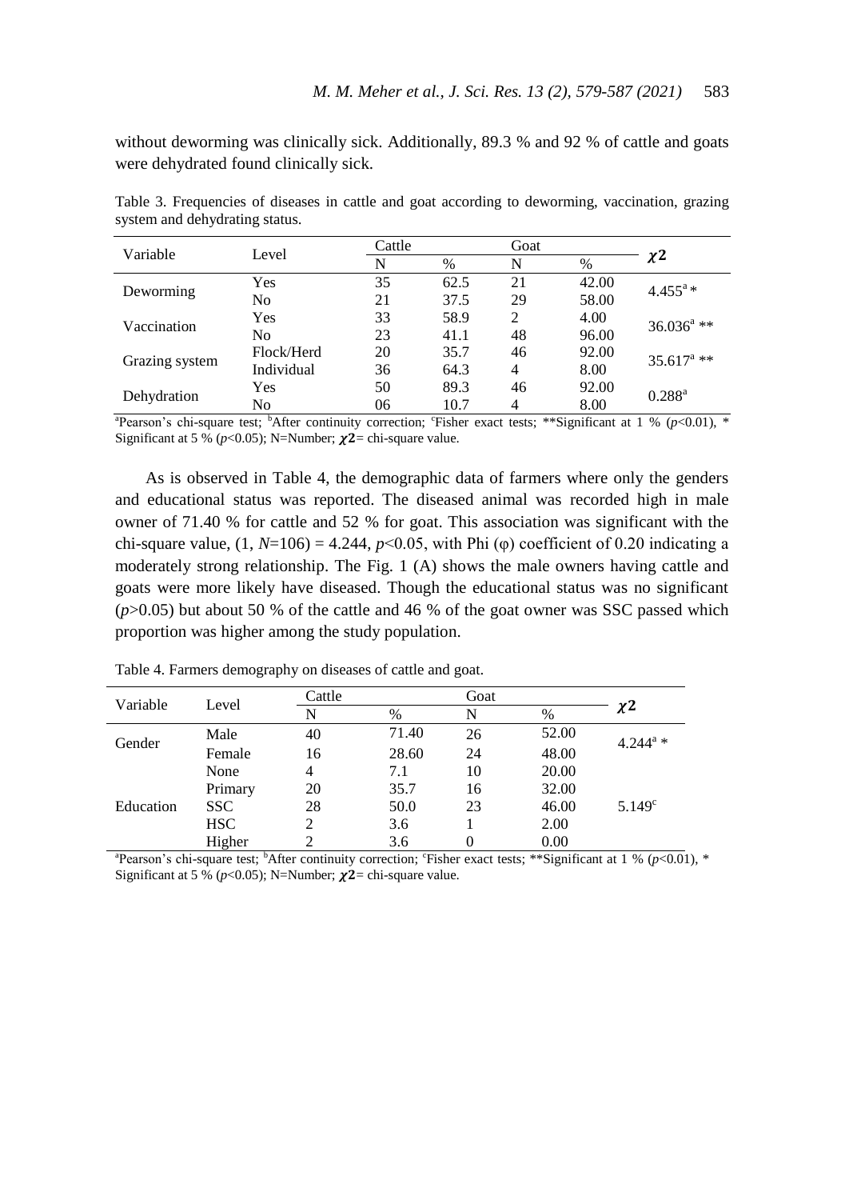without deworming was clinically sick. Additionally, 89.3 % and 92 % of cattle and goats were dehydrated found clinically sick.

Table 3. Frequencies of diseases in cattle and goat according to deworming, vaccination, grazing system and dehydrating status.

| Variable | Level | Cattle | | Goat | | $\chi 2$ |
|---|---|---|---|---|---|---|
| | | N | % | N | % | |
| Deworming | Yes | 35 | 62.5 | 21 | 42.00 | 4.455[a] * |
| | No | 21 | 37.5 | 29 | 58.00 | |
| Vaccination | Yes | 33 | 58.9 | 2 | 4.00 | 36.036[a] ** |
| | No | 23 | 41.1 | 48 | 96.00 | |
| Grazing system | Flock/Herd | 20 | 35.7 | 46 | 92.00 | 35.617[a] ** |
| | Individual | 36 | 64.3 | 4 | 8.00 | |
| Dehydration | Yes | 50 | 89.3 | 46 | 92.00 | 0.288[a] |
| | No | 06 | 10.7 | 4 | 8.00 | |

[a]Pearson's chi-square test; [b]After continuity correction; [c]Fisher exact tests; **Significant at 1 % ($p<0.01$), * Significant at 5 % ($p<0.05$); N=Number; $\chi 2$= chi-square value.

As is observed in Table 4, the demographic data of farmers where only the genders and educational status was reported. The diseased animal was recorded high in male owner of 71.40 % for cattle and 52 % for goat. This association was significant with the chi-square value, $(1, N=106) = 4.244$, $p<0.05$, with Phi (φ) coefficient of 0.20 indicating a moderately strong relationship. The Fig. 1 (A) shows the male owners having cattle and goats were more likely have diseased. Though the educational status was no significant ($p>0.05$) but about 50 % of the cattle and 46 % of the goat owner was SSC passed which proportion was higher among the study population.

Table 4. Farmers demography on diseases of cattle and goat.

| Variable | Level | Cattle | | Goat | | $\chi 2$ |
|---|---|---|---|---|---|---|
| | | N | % | N | % | |
| Gender | Male | 40 | 71.40 | 26 | 52.00 | 4.244[a] * |
| | Female | 16 | 28.60 | 24 | 48.00 | |
| Education | None | 4 | 7.1 | 10 | 20.00 | 5.149[c] |
| | Primary | 20 | 35.7 | 16 | 32.00 | |
| | SSC | 28 | 50.0 | 23 | 46.00 | |
| | HSC | 2 | 3.6 | 1 | 2.00 | |
| | Higher | 2 | 3.6 | 0 | 0.00 | |

[a]Pearson's chi-square test; [b]After continuity correction; [c]Fisher exact tests; **Significant at 1 % ($p<0.01$), * Significant at 5 % ($p<0.05$); N=Number; $\chi 2$= chi-square value.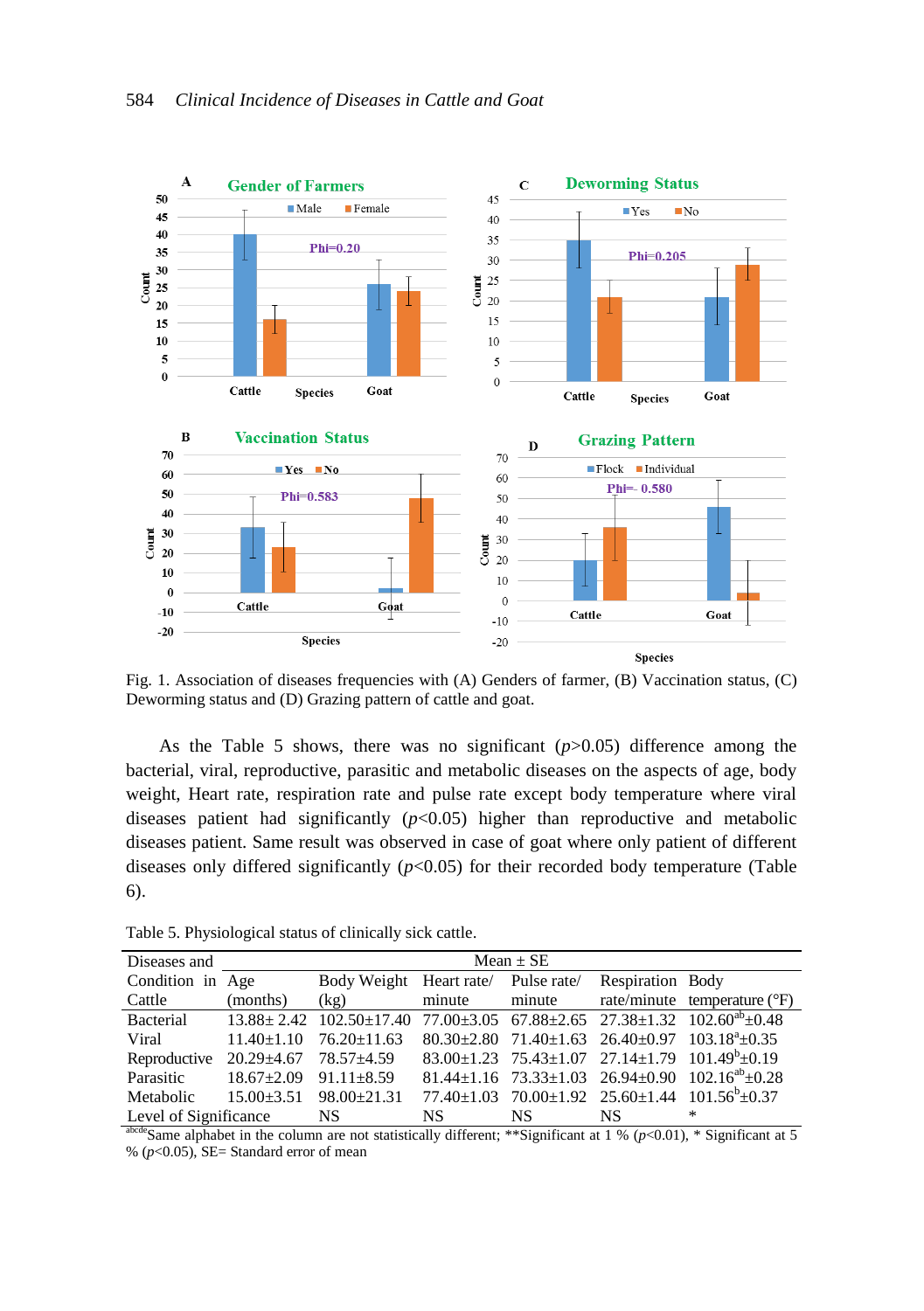Fig. 1. Association of diseases frequencies with (A) Genders of farmer, (B) Vaccination status, (C) Deworming status and (D) Grazing pattern of cattle and goat.

As the Table 5 shows, there was no significant ($p$>0.05) difference among the bacterial, viral, reproductive, parasitic and metabolic diseases on the aspects of age, body weight, Heart rate, respiration rate and pulse rate except body temperature where viral diseases patient had significantly ($p$<0.05) higher than reproductive and metabolic diseases patient. Same result was observed in case of goat where only patient of different diseases only differed significantly ($p$<0.05) for their recorded body temperature (Table 6).

Table 5. Physiological status of clinically sick cattle.

| Diseases and Condition in Cattle | Mean ± SE | | | | | |
|---|---|---|---|---|---|---|
| | Age (months) | Body Weight (kg) | Heart rate/ minute | Pulse rate/ minute | Respiration rate/minute | Body temperature (°F) |
| Bacterial | 13.88± 2.42 | 102.50±17.40 | 77.00±3.05 | 67.88±2.65 | 27.38±1.32 | $102.60^{ab}$±0.48 |
| Viral | 11.40±1.10 | 76.20±11.63 | 80.30±2.80 | 71.40±1.63 | 26.40±0.97 | $103.18^{a}$±0.35 |
| Reproductive | 20.29±4.67 | 78.57±4.59 | 83.00±1.23 | 75.43±1.07 | 27.14±1.79 | $101.49^{b}$±0.19 |
| Parasitic | 18.67±2.09 | 91.11±8.59 | 81.44±1.16 | 73.33±1.03 | 26.94±0.90 | $102.16^{ab}$±0.28 |
| Metabolic | 15.00±3.51 | 98.00±21.31 | 77.40±1.03 | 70.00±1.92 | 25.60±1.44 | $101.56^{b}$±0.37 |
| Level of Significance | | NS | NS | NS | NS | * |

[abcde]Same alphabet in the column are not statistically different; **Significant at 1 % ($p$<0.01), * Significant at 5 % ($p$<0.05), SE= Standard error of mean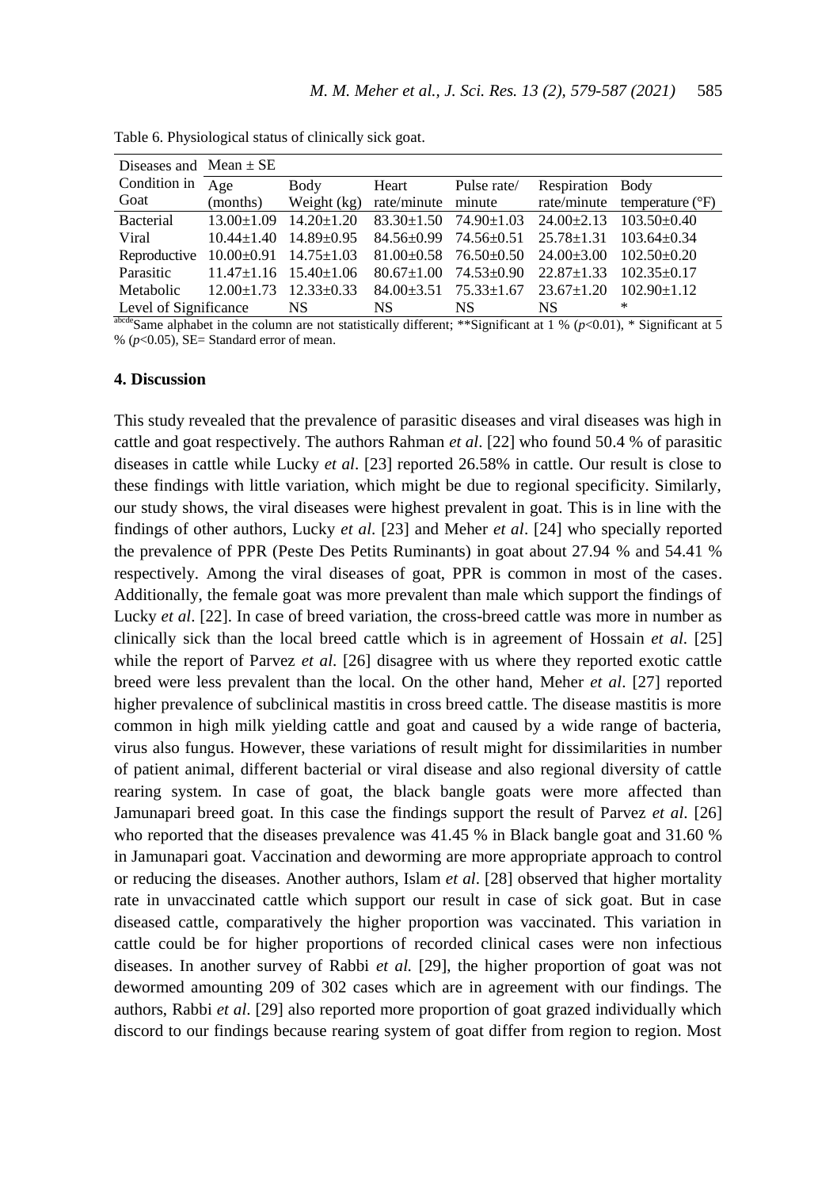Table 6. Physiological status of clinically sick goat.

| Diseases and Condition in Goat | Mean ± SE | | | | | |
|---|---|---|---|---|---|---|
| | Age (months) | Body Weight (kg) | Heart rate/minute | Pulse rate/ minute | Respiration rate/minute | Body temperature (°F) |
| Bacterial | 13.00±1.09 | 14.20±1.20 | 83.30±1.50 | 74.90±1.03 | 24.00±2.13 | 103.50±0.40 |
| Viral | 10.44±1.40 | 14.89±0.95 | 84.56±0.99 | 74.56±0.51 | 25.78±1.31 | 103.64±0.34 |
| Reproductive | 10.00±0.91 | 14.75±1.03 | 81.00±0.58 | 76.50±0.50 | 24.00±3.00 | 102.50±0.20 |
| Parasitic | 11.47±1.16 | 15.40±1.06 | 80.67±1.00 | 74.53±0.90 | 22.87±1.33 | 102.35±0.17 |
| Metabolic | 12.00±1.73 | 12.33±0.33 | 84.00±3.51 | 75.33±1.67 | 23.67±1.20 | 102.90±1.12 |
| Level of Significance | | NS | NS | NS | NS | * |

[abcde]Same alphabet in the column are not statistically different; **Significant at 1 % ($p$<0.01), * Significant at 5 % ($p$<0.05), SE= Standard error of mean.

## 4. Discussion

This study revealed that the prevalence of parasitic diseases and viral diseases was high in cattle and goat respectively. The authors Rahman *et al*. [22] who found 50.4 % of parasitic diseases in cattle while Lucky *et al*. [23] reported 26.58% in cattle. Our result is close to these findings with little variation, which might be due to regional specificity. Similarly, our study shows, the viral diseases were highest prevalent in goat. This is in line with the findings of other authors, Lucky *et al*. [23] and Meher *et al*. [24] who specially reported the prevalence of PPR (Peste Des Petits Ruminants) in goat about 27.94 % and 54.41 % respectively. Among the viral diseases of goat, PPR is common in most of the cases. Additionally, the female goat was more prevalent than male which support the findings of Lucky *et al*. [22]. In case of breed variation, the cross-breed cattle was more in number as clinically sick than the local breed cattle which is in agreement of Hossain *et al*. [25] while the report of Parvez *et al*. [26] disagree with us where they reported exotic cattle breed were less prevalent than the local. On the other hand, Meher *et al*. [27] reported higher prevalence of subclinical mastitis in cross breed cattle. The disease mastitis is more common in high milk yielding cattle and goat and caused by a wide range of bacteria, virus also fungus. However, these variations of result might for dissimilarities in number of patient animal, different bacterial or viral disease and also regional diversity of cattle rearing system. In case of goat, the black bangle goats were more affected than Jamunapari breed goat. In this case the findings support the result of Parvez *et al*. [26] who reported that the diseases prevalence was 41.45 % in Black bangle goat and 31.60 % in Jamunapari goat. Vaccination and deworming are more appropriate approach to control or reducing the diseases. Another authors, Islam *et al*. [28] observed that higher mortality rate in unvaccinated cattle which support our result in case of sick goat. But in case diseased cattle, comparatively the higher proportion was vaccinated. This variation in cattle could be for higher proportions of recorded clinical cases were non infectious diseases. In another survey of Rabbi *et al.* [29], the higher proportion of goat was not dewormed amounting 209 of 302 cases which are in agreement with our findings. The authors, Rabbi *et al*. [29] also reported more proportion of goat grazed individually which discord to our findings because rearing system of goat differ from region to region. Most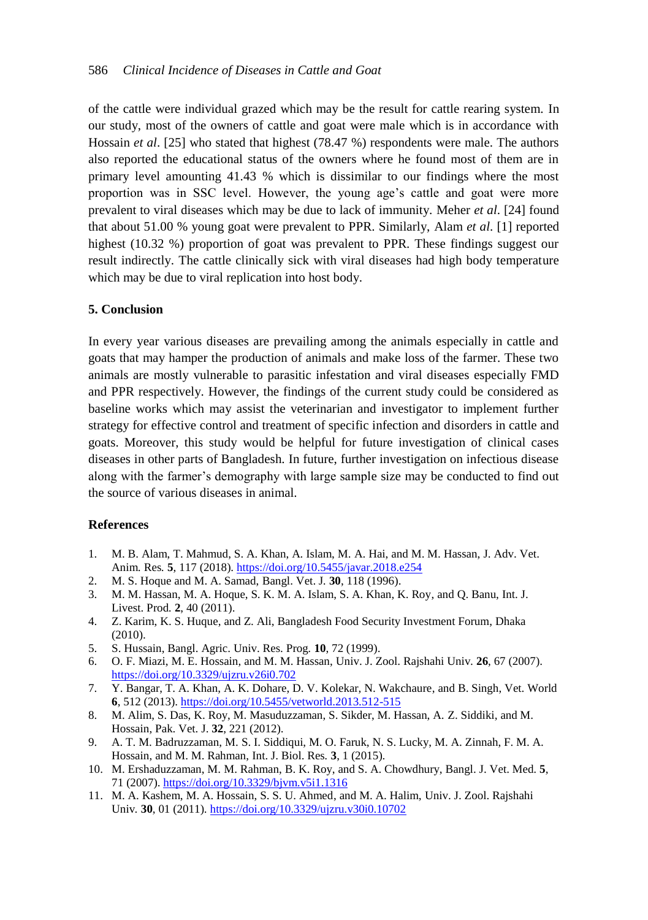of the cattle were individual grazed which may be the result for cattle rearing system. In our study, most of the owners of cattle and goat were male which is in accordance with Hossain *et al*. [25] who stated that highest (78.47 %) respondents were male. The authors also reported the educational status of the owners where he found most of them are in primary level amounting 41.43 % which is dissimilar to our findings where the most proportion was in SSC level. However, the young age's cattle and goat were more prevalent to viral diseases which may be due to lack of immunity. Meher *et al*. [24] found that about 51.00 % young goat were prevalent to PPR. Similarly, Alam *et al*. [1] reported highest (10.32 %) proportion of goat was prevalent to PPR. These findings suggest our result indirectly. The cattle clinically sick with viral diseases had high body temperature which may be due to viral replication into host body.

## 5. Conclusion

In every year various diseases are prevailing among the animals especially in cattle and goats that may hamper the production of animals and make loss of the farmer. These two animals are mostly vulnerable to parasitic infestation and viral diseases especially FMD and PPR respectively. However, the findings of the current study could be considered as baseline works which may assist the veterinarian and investigator to implement further strategy for effective control and treatment of specific infection and disorders in cattle and goats. Moreover, this study would be helpful for future investigation of clinical cases diseases in other parts of Bangladesh. In future, further investigation on infectious disease along with the farmer's demography with large sample size may be conducted to find out the source of various diseases in animal.

## References

1. M. B. Alam, T. Mahmud, S. A. Khan, A. Islam, M. A. Hai, and M. M. Hassan, J. Adv. Vet. Anim. Res. **5**, 117 (2018). https://doi.org/10.5455/javar.2018.e254
2. M. S. Hoque and M. A. Samad, Bangl. Vet. J. **30**, 118 (1996).
3. M. M. Hassan, M. A. Hoque, S. K. M. A. Islam, S. A. Khan, K. Roy, and Q. Banu, Int. J. Livest. Prod. **2**, 40 (2011).
4. Z. Karim, K. S. Huque, and Z. Ali, Bangladesh Food Security Investment Forum, Dhaka (2010).
5. S. Hussain, Bangl. Agric. Univ. Res. Prog. **10**, 72 (1999).
6. O. F. Miazi, M. E. Hossain, and M. M. Hassan, Univ. J. Zool. Rajshahi Univ. **26**, 67 (2007). https://doi.org/10.3329/ujzru.v26i0.702
7. Y. Bangar, T. A. Khan, A. K. Dohare, D. V. Kolekar, N. Wakchaure, and B. Singh, Vet. World **6**, 512 (2013). https://doi.org/10.5455/vetworld.2013.512-515
8. M. Alim, S. Das, K. Roy, M. Masuduzzaman, S. Sikder, M. Hassan, A. Z. Siddiki, and M. Hossain, Pak. Vet. J. **32**, 221 (2012).
9. A. T. M. Badruzzaman, M. S. I. Siddiqui, M. O. Faruk, N. S. Lucky, M. A. Zinnah, F. M. A. Hossain, and M. M. Rahman, Int. J. Biol. Res. **3**, 1 (2015).
10. M. Ershaduzzaman, M. M. Rahman, B. K. Roy, and S. A. Chowdhury, Bangl. J. Vet. Med. **5**, 71 (2007). https://doi.org/10.3329/bjvm.v5i1.1316
11. M. A. Kashem, M. A. Hossain, S. S. U. Ahmed, and M. A. Halim, Univ. J. Zool. Rajshahi Univ. **30**, 01 (2011). https://doi.org/10.3329/ujzru.v30i0.10702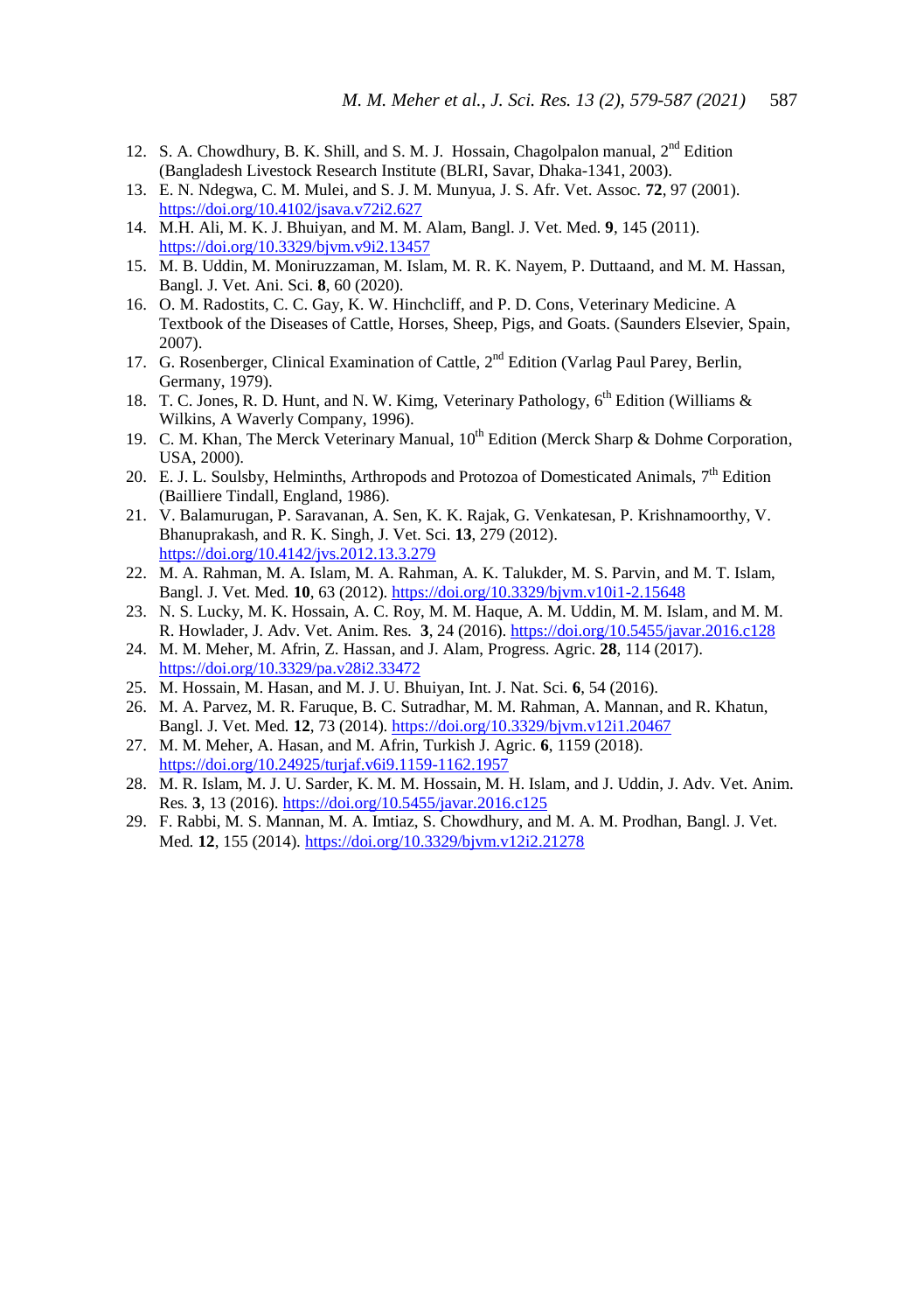12. S. A. Chowdhury, B. K. Shill, and S. M. J. Hossain, Chagolpalon manual, 2[nd] Edition (Bangladesh Livestock Research Institute (BLRI, Savar, Dhaka-1341, 2003).
13. E. N. Ndegwa, C. M. Mulei, and S. J. M. Munyua, J. S. Afr. Vet. Assoc. **72**, 97 (2001). https://doi.org/10.4102/jsava.v72i2.627
14. M.H. Ali, M. K. J. Bhuiyan, and M. M. Alam, Bangl. J. Vet. Med. **9**, 145 (2011). https://doi.org/10.3329/bjvm.v9i2.13457
15. M. B. Uddin, M. Moniruzzaman, M. Islam, M. R. K. Nayem, P. Duttaand, and M. M. Hassan, Bangl. J. Vet. Ani. Sci. **8**, 60 (2020).
16. O. M. Radostits, C. C. Gay, K. W. Hinchcliff, and P. D. Cons, Veterinary Medicine. A Textbook of the Diseases of Cattle, Horses, Sheep, Pigs, and Goats. (Saunders Elsevier, Spain, 2007).
17. G. Rosenberger, Clinical Examination of Cattle, 2[nd] Edition (Varlag Paul Parey, Berlin, Germany, 1979).
18. T. C. Jones, R. D. Hunt, and N. W. Kimg, Veterinary Pathology, 6[th] Edition (Williams & Wilkins, A Waverly Company, 1996).
19. C. M. Khan, The Merck Veterinary Manual, 10[th] Edition (Merck Sharp & Dohme Corporation, USA, 2000).
20. E. J. L. Soulsby, Helminths, Arthropods and Protozoa of Domesticated Animals, 7[th] Edition (Bailliere Tindall, England, 1986).
21. V. Balamurugan, P. Saravanan, A. Sen, K. K. Rajak, G. Venkatesan, P. Krishnamoorthy, V. Bhanuprakash, and R. K. Singh, J. Vet. Sci. **13**, 279 (2012). https://doi.org/10.4142/jvs.2012.13.3.279
22. M. A. Rahman, M. A. Islam, M. A. Rahman, A. K. Talukder, M. S. Parvin, and M. T. Islam, Bangl. J. Vet. Med. **10**, 63 (2012). https://doi.org/10.3329/bjvm.v10i1-2.15648
23. N. S. Lucky, M. K. Hossain, A. C. Roy, M. M. Haque, A. M. Uddin, M. M. Islam, and M. M. R. Howlader, J. Adv. Vet. Anim. Res. **3**, 24 (2016). https://doi.org/10.5455/javar.2016.c128
24. M. M. Meher, M. Afrin, Z. Hassan, and J. Alam, Progress. Agric. **28**, 114 (2017). https://doi.org/10.3329/pa.v28i2.33472
25. M. Hossain, M. Hasan, and M. J. U. Bhuiyan, Int. J. Nat. Sci. **6**, 54 (2016).
26. M. A. Parvez, M. R. Faruque, B. C. Sutradhar, M. M. Rahman, A. Mannan, and R. Khatun, Bangl. J. Vet. Med. **12**, 73 (2014). https://doi.org/10.3329/bjvm.v12i1.20467
27. M. M. Meher, A. Hasan, and M. Afrin, Turkish J. Agric. **6**, 1159 (2018). https://doi.org/10.24925/turjaf.v6i9.1159-1162.1957
28. M. R. Islam, M. J. U. Sarder, K. M. M. Hossain, M. H. Islam, and J. Uddin, J. Adv. Vet. Anim. Res. **3**, 13 (2016). https://doi.org/10.5455/javar.2016.c125
29. F. Rabbi, M. S. Mannan, M. A. Imtiaz, S. Chowdhury, and M. A. M. Prodhan, Bangl. J. Vet. Med. **12**, 155 (2014). https://doi.org/10.3329/bjvm.v12i2.21278